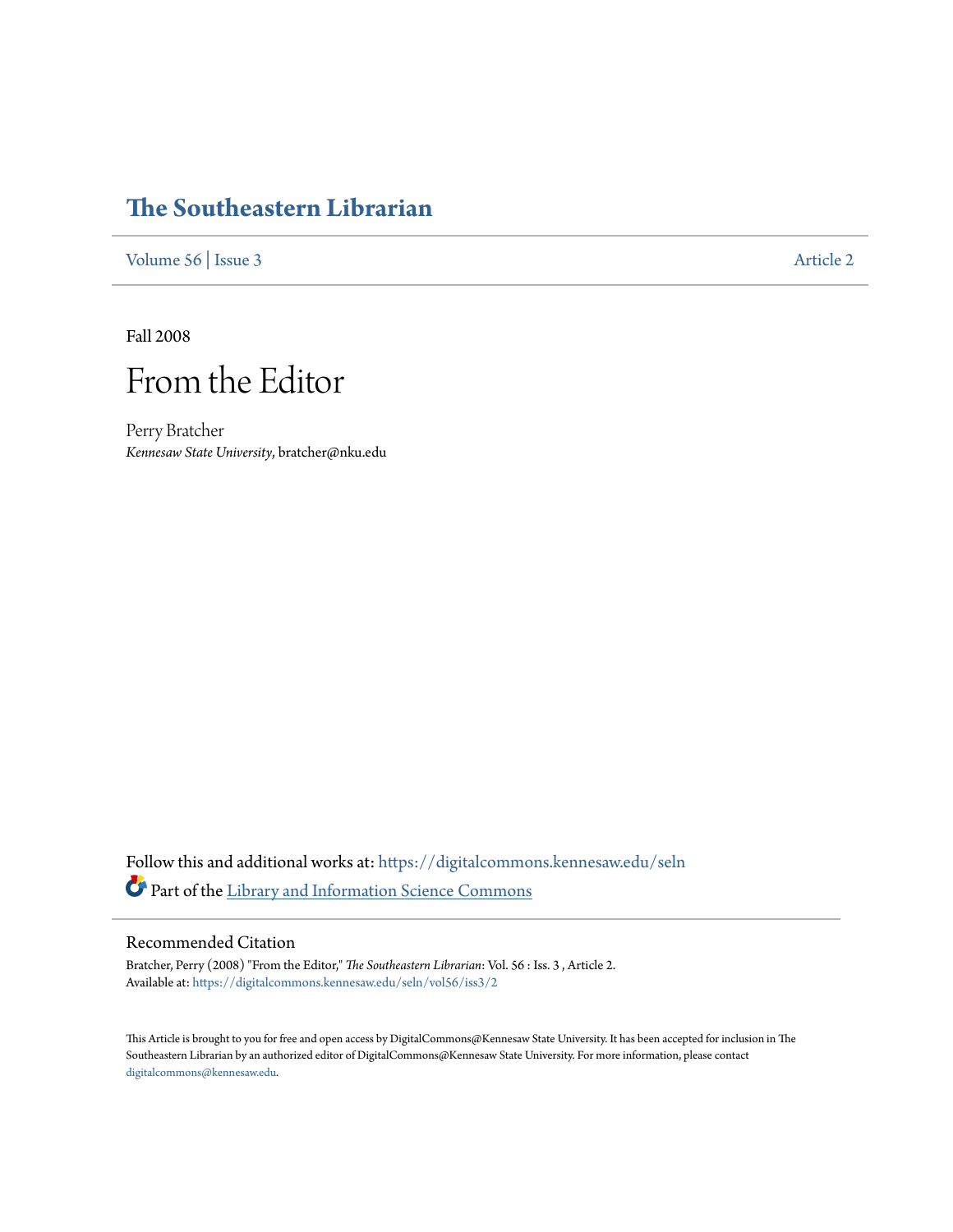# The Southeastern Librarian

Volume 56 | Issue 3 Article 2

Fall 2008

# From the Editor

Perry Bratcher
*Kennesaw State University*, bratcher@nku.edu

Follow this and additional works at: https://digitalcommons.kennesaw.edu/seln

Part of the Library and Information Science Commons

## Recommended Citation

Bratcher, Perry (2008) "From the Editor," *The Southeastern Librarian*: Vol. 56 : Iss. 3 , Article 2.
Available at: https://digitalcommons.kennesaw.edu/seln/vol56/iss3/2

This Article is brought to you for free and open access by DigitalCommons@Kennesaw State University. It has been accepted for inclusion in The Southeastern Librarian by an authorized editor of DigitalCommons@Kennesaw State University. For more information, please contact digitalcommons@kennesaw.edu.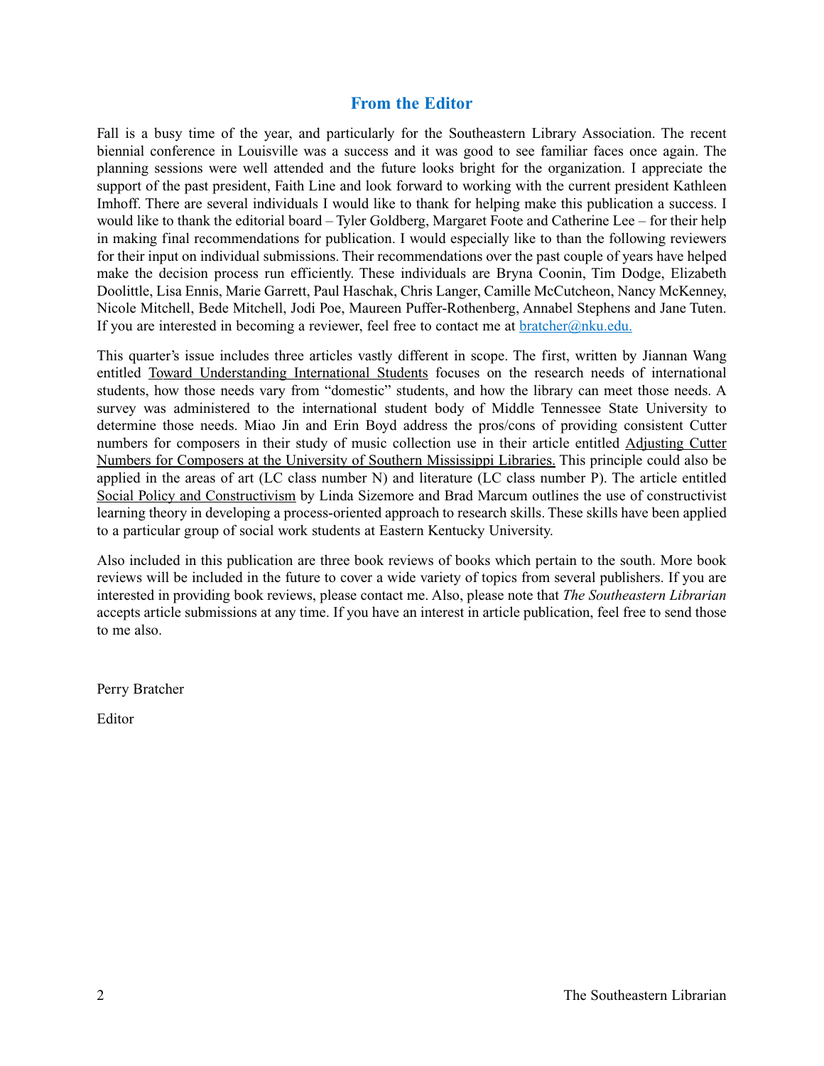## From the Editor

Fall is a busy time of the year, and particularly for the Southeastern Library Association. The recent biennial conference in Louisville was a success and it was good to see familiar faces once again. The planning sessions were well attended and the future looks bright for the organization. I appreciate the support of the past president, Faith Line and look forward to working with the current president Kathleen Imhoff. There are several individuals I would like to thank for helping make this publication a success. I would like to thank the editorial board – Tyler Goldberg, Margaret Foote and Catherine Lee – for their help in making final recommendations for publication. I would especially like to than the following reviewers for their input on individual submissions. Their recommendations over the past couple of years have helped make the decision process run efficiently. These individuals are Bryna Coonin, Tim Dodge, Elizabeth Doolittle, Lisa Ennis, Marie Garrett, Paul Haschak, Chris Langer, Camille McCutcheon, Nancy McKenney, Nicole Mitchell, Bede Mitchell, Jodi Poe, Maureen Puffer-Rothenberg, Annabel Stephens and Jane Tuten. If you are interested in becoming a reviewer, feel free to contact me at bratcher@nku.edu.

This quarter's issue includes three articles vastly different in scope. The first, written by Jiannan Wang entitled Toward Understanding International Students focuses on the research needs of international students, how those needs vary from "domestic" students, and how the library can meet those needs. A survey was administered to the international student body of Middle Tennessee State University to determine those needs. Miao Jin and Erin Boyd address the pros/cons of providing consistent Cutter numbers for composers in their study of music collection use in their article entitled Adjusting Cutter Numbers for Composers at the University of Southern Mississippi Libraries. This principle could also be applied in the areas of art (LC class number N) and literature (LC class number P). The article entitled Social Policy and Constructivism by Linda Sizemore and Brad Marcum outlines the use of constructivist learning theory in developing a process-oriented approach to research skills. These skills have been applied to a particular group of social work students at Eastern Kentucky University.

Also included in this publication are three book reviews of books which pertain to the south. More book reviews will be included in the future to cover a wide variety of topics from several publishers. If you are interested in providing book reviews, please contact me. Also, please note that *The Southeastern Librarian* accepts article submissions at any time. If you have an interest in article publication, feel free to send those to me also.

Perry Bratcher

Editor